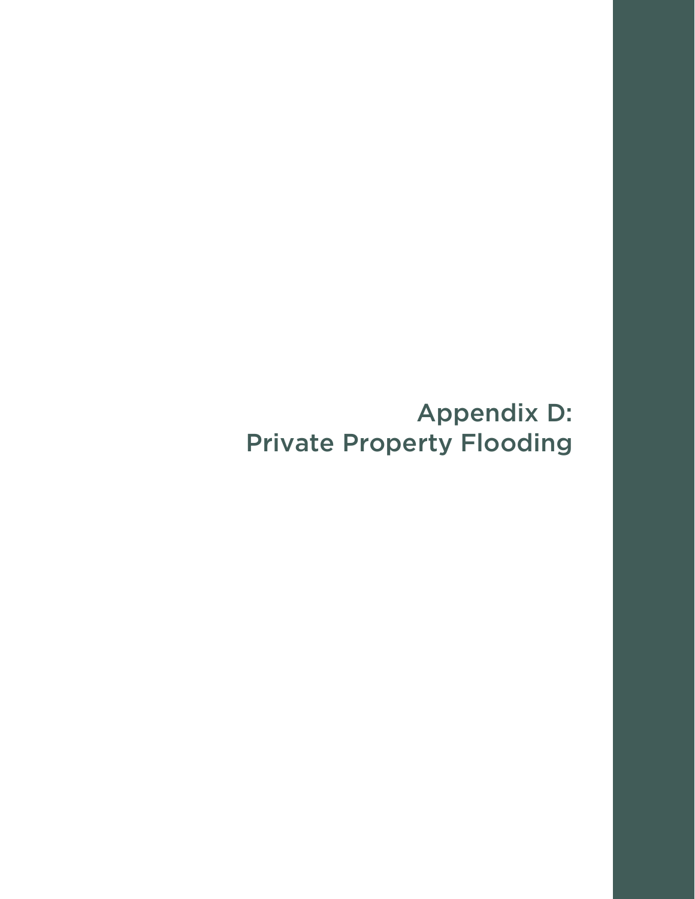# Appendix D: Private Property Flooding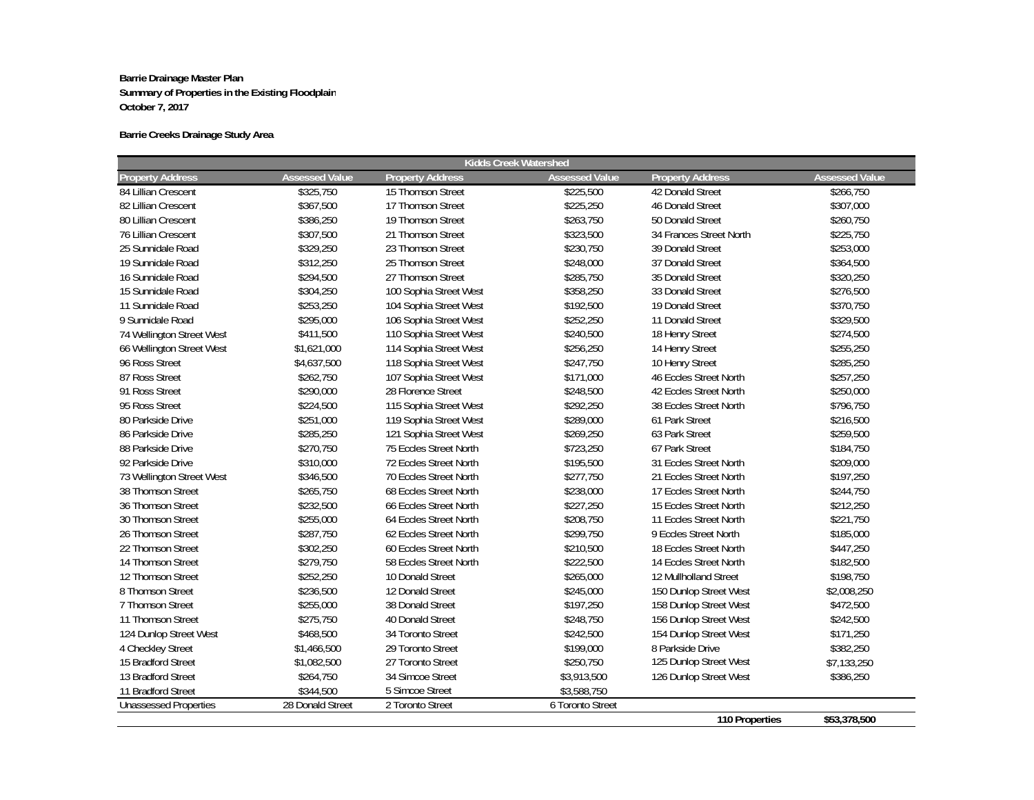**Barrie Drainage Master Plan**
**Summary of Properties in the Existing Floodplain**
**October 7, 2017**

**Barrie Creeks Drainage Study Area**

| Kidds Creek Watershed | | | | | |
|---|---|---|---|---|---|
| **Property Address** | **Assessed Value** | **Property Address** | **Assessed Value** | **Property Address** | **Assessed Value** |
| 84 Lillian Crescent | $325,750 | 15 Thomson Street | $225,500 | 42 Donald Street | $266,750 |
| 82 Lillian Crescent | $367,500 | 17 Thomson Street | $225,250 | 46 Donald Street | $307,000 |
| 80 Lillian Crescent | $386,250 | 19 Thomson Street | $263,750 | 50 Donald Street | $260,750 |
| 76 Lillian Crescent | $307,500 | 21 Thomson Street | $323,500 | 34 Frances Street North | $225,750 |
| 25 Sunnidale Road | $329,250 | 23 Thomson Street | $230,750 | 39 Donald Street | $253,000 |
| 19 Sunnidale Road | $312,250 | 25 Thomson Street | $248,000 | 37 Donald Street | $364,500 |
| 16 Sunnidale Road | $294,500 | 27 Thomson Street | $285,750 | 35 Donald Street | $320,250 |
| 15 Sunnidale Road | $304,250 | 100 Sophia Street West | $358,250 | 33 Donald Street | $276,500 |
| 11 Sunnidale Road | $253,250 | 104 Sophia Street West | $192,500 | 19 Donald Street | $370,750 |
| 9 Sunnidale Road | $295,000 | 106 Sophia Street West | $252,250 | 11 Donald Street | $329,500 |
| 74 Wellington Street West | $411,500 | 110 Sophia Street West | $240,500 | 18 Henry Street | $274,500 |
| 66 Wellington Street West | $1,621,000 | 114 Sophia Street West | $256,250 | 14 Henry Street | $255,250 |
| 96 Ross Street | $4,637,500 | 118 Sophia Street West | $247,750 | 10 Henry Street | $285,250 |
| 87 Ross Street | $262,750 | 107 Sophia Street West | $171,000 | 46 Eccles Street North | $257,250 |
| 91 Ross Street | $290,000 | 28 Florence Street | $248,500 | 42 Eccles Street North | $250,000 |
| 95 Ross Street | $224,500 | 115 Sophia Street West | $292,250 | 38 Eccles Street North | $796,750 |
| 80 Parkside Drive | $251,000 | 119 Sophia Street West | $289,000 | 61 Park Street | $216,500 |
| 86 Parkside Drive | $285,250 | 121 Sophia Street West | $269,250 | 63 Park Street | $259,500 |
| 88 Parkside Drive | $270,750 | 75 Eccles Street North | $723,250 | 67 Park Street | $184,750 |
| 92 Parkside Drive | $310,000 | 72 Eccles Street North | $195,500 | 31 Eccles Street North | $209,000 |
| 73 Wellington Street West | $346,500 | 70 Eccles Street North | $277,750 | 21 Eccles Street North | $197,250 |
| 38 Thomson Street | $265,750 | 68 Eccles Street North | $238,000 | 17 Eccles Street North | $244,750 |
| 36 Thomson Street | $232,500 | 66 Eccles Street North | $227,250 | 15 Eccles Street North | $212,250 |
| 30 Thomson Street | $255,000 | 64 Eccles Street North | $208,750 | 11 Eccles Street North | $221,750 |
| 26 Thomson Street | $287,750 | 62 Eccles Street North | $299,750 | 9 Eccles Street North | $185,000 |
| 22 Thomson Street | $302,250 | 60 Eccles Street North | $210,500 | 18 Eccles Street North | $447,250 |
| 14 Thomson Street | $279,750 | 58 Eccles Street North | $222,500 | 14 Eccles Street North | $182,500 |
| 12 Thomson Street | $252,250 | 10 Donald Street | $265,000 | 12 Mullholland Street | $198,750 |
| 8 Thomson Street | $236,500 | 12 Donald Street | $245,000 | 150 Dunlop Street West | $2,008,250 |
| 7 Thomson Street | $255,000 | 38 Donald Street | $197,250 | 158 Dunlop Street West | $472,500 |
| 11 Thomson Street | $275,750 | 40 Donald Street | $248,750 | 156 Dunlop Street West | $242,500 |
| 124 Dunlop Street West | $468,500 | 34 Toronto Street | $242,500 | 154 Dunlop Street West | $171,250 |
| 4 Checkley Street | $1,466,500 | 29 Toronto Street | $199,000 | 8 Parkside Drive | $382,250 |
| 15 Bradford Street | $1,082,500 | 27 Toronto Street | $250,750 | 125 Dunlop Street West | $7,133,250 |
| 13 Bradford Street | $264,750 | 34 Simcoe Street | $3,913,500 | 126 Dunlop Street West | $386,250 |
| 11 Bradford Street | $344,500 | 5 Simcoe Street | $3,588,750 | | |
| Unassessed Properties | 28 Donald Street | 2 Toronto Street | 6 Toronto Street | | |
| | | | | **110 Properties** | **$53,378,500** |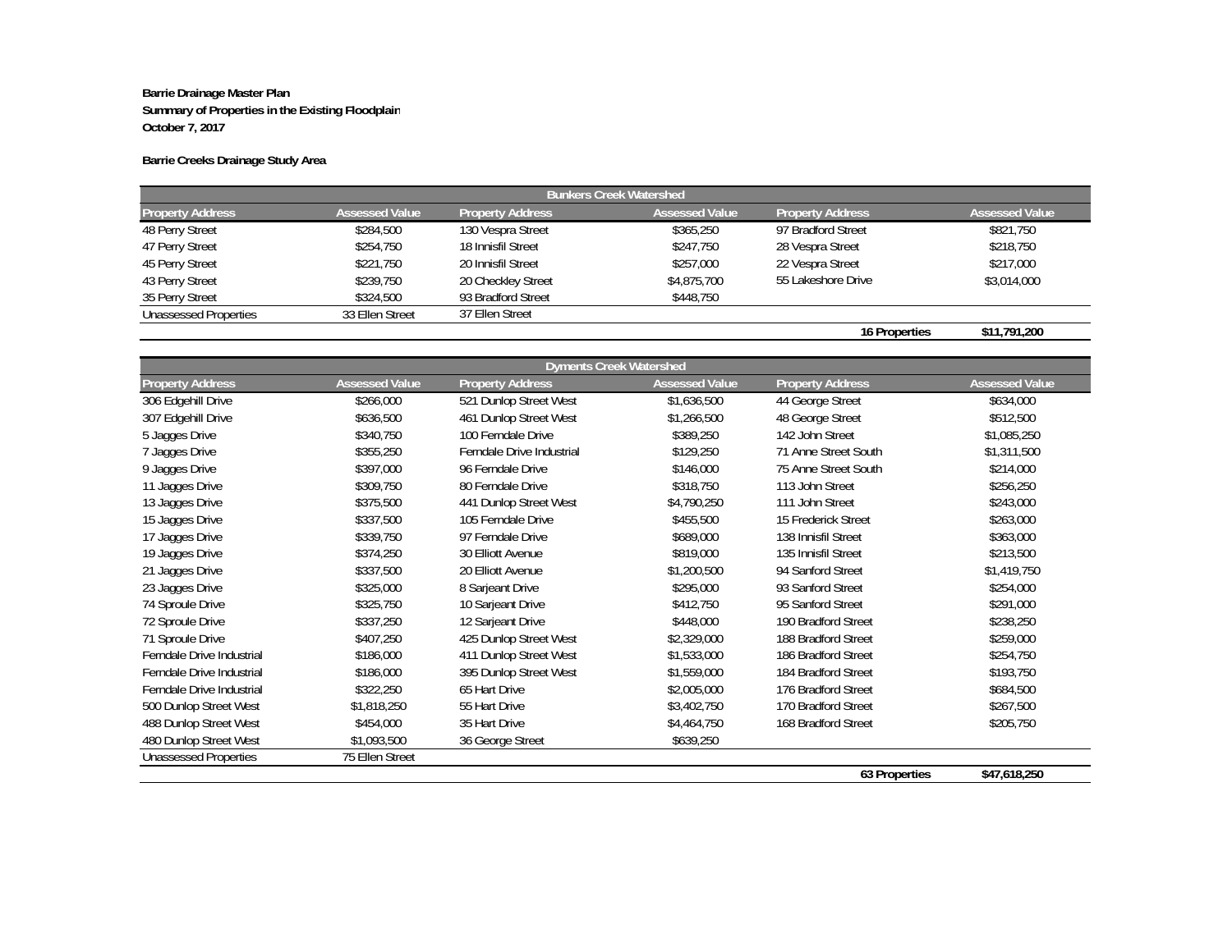**Barrie Drainage Master Plan**
**Summary of Properties in the Existing Floodplain**
**October 7, 2017**

**Barrie Creeks Drainage Study Area**

| Bunkers Creek Watershed | | | | | |
|---|---|---|---|---|---|
| Property Address | Assessed Value | Property Address | Assessed Value | Property Address | Assessed Value |
| 48 Perry Street | $284,500 | 130 Vespra Street | $365,250 | 97 Bradford Street | $821,750 |
| 47 Perry Street | $254,750 | 18 Innisfil Street | $247,750 | 28 Vespra Street | $218,750 |
| 45 Perry Street | $221,750 | 20 Innisfil Street | $257,000 | 22 Vespra Street | $217,000 |
| 43 Perry Street | $239,750 | 20 Checkley Street | $4,875,700 | 55 Lakeshore Drive | $3,014,000 |
| 35 Perry Street | $324,500 | 93 Bradford Street | $448,750 | | |
| Unassessed Properties | 33 Ellen Street | 37 Ellen Street | | | |
| | | | | **16 Properties** | **$11,791,200** |

| Dyments Creek Watershed | | | | | |
|---|---|---|---|---|---|
| Property Address | Assessed Value | Property Address | Assessed Value | Property Address | Assessed Value |
| 306 Edgehill Drive | $266,000 | 521 Dunlop Street West | $1,636,500 | 44 George Street | $634,000 |
| 307 Edgehill Drive | $636,500 | 461 Dunlop Street West | $1,266,500 | 48 George Street | $512,500 |
| 5 Jagges Drive | $340,750 | 100 Ferndale Drive | $389,250 | 142 John Street | $1,085,250 |
| 7 Jagges Drive | $355,250 | Ferndale Drive Industrial | $129,250 | 71 Anne Street South | $1,311,500 |
| 9 Jagges Drive | $397,000 | 96 Ferndale Drive | $146,000 | 75 Anne Street South | $214,000 |
| 11 Jagges Drive | $309,750 | 80 Ferndale Drive | $318,750 | 113 John Street | $256,250 |
| 13 Jagges Drive | $375,500 | 441 Dunlop Street West | $4,790,250 | 111 John Street | $243,000 |
| 15 Jagges Drive | $337,500 | 105 Ferndale Drive | $455,500 | 15 Frederick Street | $263,000 |
| 17 Jagges Drive | $339,750 | 97 Ferndale Drive | $689,000 | 138 Innisfil Street | $363,000 |
| 19 Jagges Drive | $374,250 | 30 Elliott Avenue | $819,000 | 135 Innisfil Street | $213,500 |
| 21 Jagges Drive | $337,500 | 20 Elliott Avenue | $1,200,500 | 94 Sanford Street | $1,419,750 |
| 23 Jagges Drive | $325,000 | 8 Sarjeant Drive | $295,000 | 93 Sanford Street | $254,000 |
| 74 Sproule Drive | $325,750 | 10 Sarjeant Drive | $412,750 | 95 Sanford Street | $291,000 |
| 72 Sproule Drive | $337,250 | 12 Sarjeant Drive | $448,000 | 190 Bradford Street | $238,250 |
| 71 Sproule Drive | $407,250 | 425 Dunlop Street West | $2,329,000 | 188 Bradford Street | $259,000 |
| Ferndale Drive Industrial | $186,000 | 411 Dunlop Street West | $1,533,000 | 186 Bradford Street | $254,750 |
| Ferndale Drive Industrial | $186,000 | 395 Dunlop Street West | $1,559,000 | 184 Bradford Street | $193,750 |
| Ferndale Drive Industrial | $322,250 | 65 Hart Drive | $2,005,000 | 176 Bradford Street | $684,500 |
| 500 Dunlop Street West | $1,818,250 | 55 Hart Drive | $3,402,750 | 170 Bradford Street | $267,500 |
| 488 Dunlop Street West | $454,000 | 35 Hart Drive | $4,464,750 | 168 Bradford Street | $205,750 |
| 480 Dunlop Street West | $1,093,500 | 36 George Street | $639,250 | | |
| Unassessed Properties | 75 Ellen Street | | | | |
| | | | | **63 Properties** | **$47,618,250** |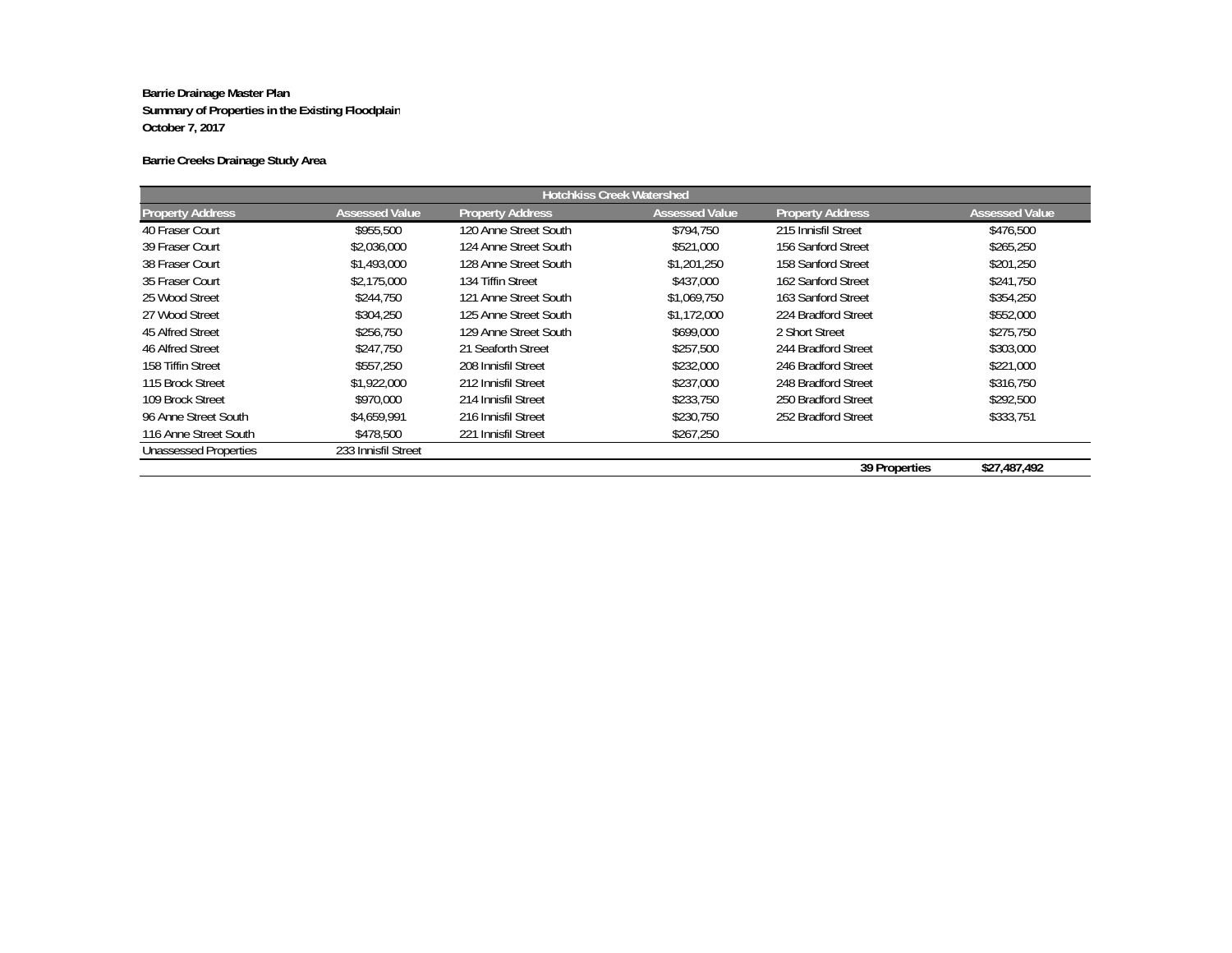**Barrie Drainage Master Plan**
**Summary of Properties in the Existing Floodplain**
**October 7, 2017**

**Barrie Creeks Drainage Study Area**

| Hotchkiss Creek Watershed | | | | | |
|---|---|---|---|---|---|
| **Property Address** | **Assessed Value** | **Property Address** | **Assessed Value** | **Property Address** | **Assessed Value** |
| 40 Fraser Court | $955,500 | 120 Anne Street South | $794,750 | 215 Innisfil Street | $476,500 |
| 39 Fraser Court | $2,036,000 | 124 Anne Street South | $521,000 | 156 Sanford Street | $265,250 |
| 38 Fraser Court | $1,493,000 | 128 Anne Street South | $1,201,250 | 158 Sanford Street | $201,250 |
| 35 Fraser Court | $2,175,000 | 134 Tiffin Street | $437,000 | 162 Sanford Street | $241,750 |
| 25 Wood Street | $244,750 | 121 Anne Street South | $1,069,750 | 163 Sanford Street | $354,250 |
| 27 Wood Street | $304,250 | 125 Anne Street South | $1,172,000 | 224 Bradford Street | $552,000 |
| 45 Alfred Street | $256,750 | 129 Anne Street South | $699,000 | 2 Short Street | $275,750 |
| 46 Alfred Street | $247,750 | 21 Seaforth Street | $257,500 | 244 Bradford Street | $303,000 |
| 158 Tiffin Street | $557,250 | 208 Innisfil Street | $232,000 | 246 Bradford Street | $221,000 |
| 115 Brock Street | $1,922,000 | 212 Innisfil Street | $237,000 | 248 Bradford Street | $316,750 |
| 109 Brock Street | $970,000 | 214 Innisfil Street | $233,750 | 250 Bradford Street | $292,500 |
| 96 Anne Street South | $4,659,991 | 216 Innisfil Street | $230,750 | 252 Bradford Street | $333,751 |
| 116 Anne Street South | $478,500 | 221 Innisfil Street | $267,250 | | |
| Unassessed Properties | 233 Innisfil Street | | | | |
| | | | | **39 Properties** | **$27,487,492** |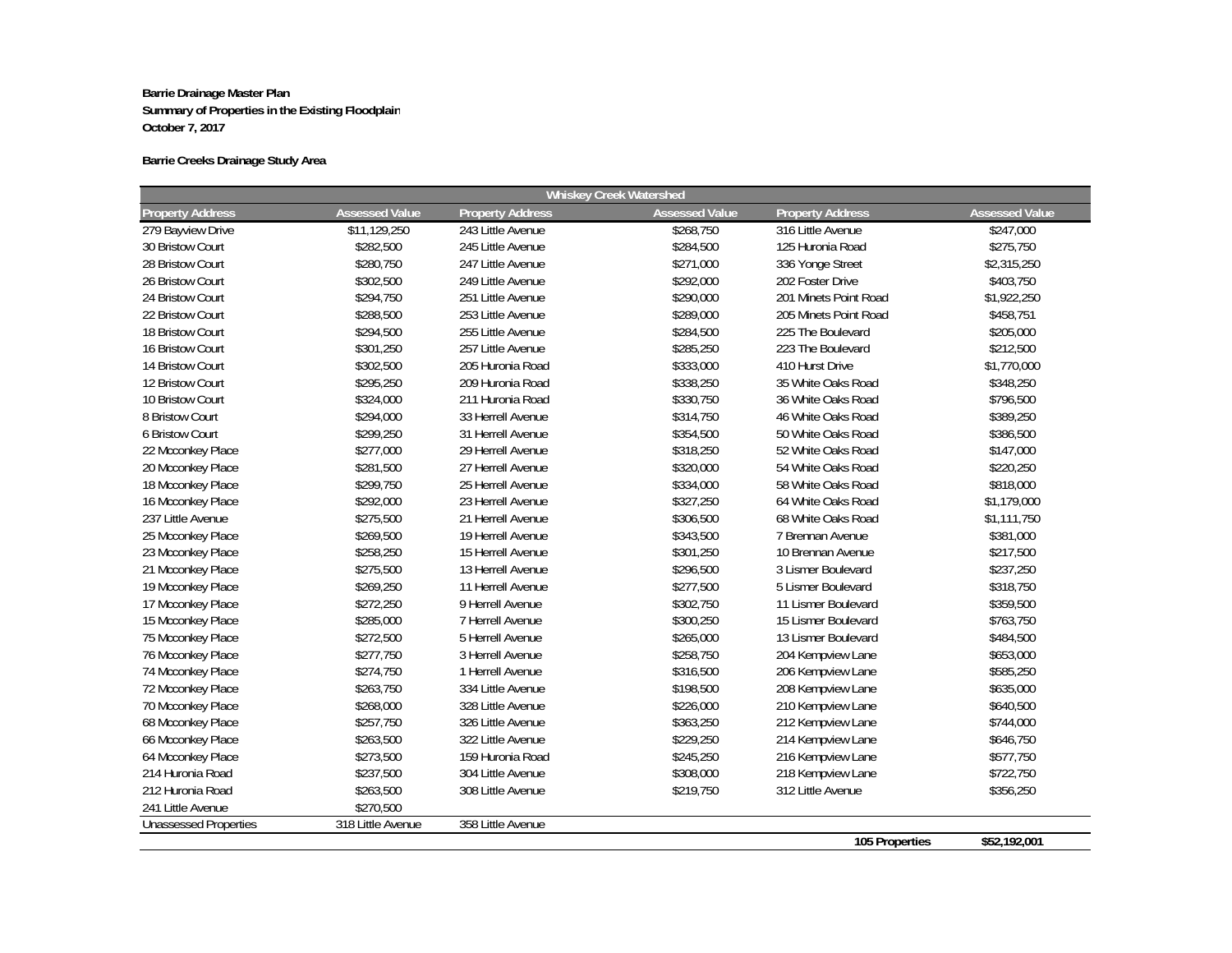**Barrie Drainage Master Plan**
**Summary of Properties in the Existing Floodplain**
**October 7, 2017**

**Barrie Creeks Drainage Study Area**

| Whiskey Creek Watershed | | | | | |
|---|---|---|---|---|---|
| **Property Address** | **Assessed Value** | **Property Address** | **Assessed Value** | **Property Address** | **Assessed Value** |
| 279 Bayview Drive | $11,129,250 | 243 Little Avenue | $268,750 | 316 Little Avenue | $247,000 |
| 30 Bristow Court | $282,500 | 245 Little Avenue | $284,500 | 125 Huronia Road | $275,750 |
| 28 Bristow Court | $280,750 | 247 Little Avenue | $271,000 | 336 Yonge Street | $2,315,250 |
| 26 Bristow Court | $302,500 | 249 Little Avenue | $292,000 | 202 Foster Drive | $403,750 |
| 24 Bristow Court | $294,750 | 251 Little Avenue | $290,000 | 201 Minets Point Road | $1,922,250 |
| 22 Bristow Court | $288,500 | 253 Little Avenue | $289,000 | 205 Minets Point Road | $458,751 |
| 18 Bristow Court | $294,500 | 255 Little Avenue | $284,500 | 225 The Boulevard | $205,000 |
| 16 Bristow Court | $301,250 | 257 Little Avenue | $285,250 | 223 The Boulevard | $212,500 |
| 14 Bristow Court | $302,500 | 205 Huronia Road | $333,000 | 410 Hurst Drive | $1,770,000 |
| 12 Bristow Court | $295,250 | 209 Huronia Road | $338,250 | 35 White Oaks Road | $348,250 |
| 10 Bristow Court | $324,000 | 211 Huronia Road | $330,750 | 36 White Oaks Road | $796,500 |
| 8 Bristow Court | $294,000 | 33 Herrell Avenue | $314,750 | 46 White Oaks Road | $389,250 |
| 6 Bristow Court | $299,250 | 31 Herrell Avenue | $354,500 | 50 White Oaks Road | $386,500 |
| 22 Mcconkey Place | $277,000 | 29 Herrell Avenue | $318,250 | 52 White Oaks Road | $147,000 |
| 20 Mcconkey Place | $281,500 | 27 Herrell Avenue | $320,000 | 54 White Oaks Road | $220,250 |
| 18 Mcconkey Place | $299,750 | 25 Herrell Avenue | $334,000 | 58 White Oaks Road | $818,000 |
| 16 Mcconkey Place | $292,000 | 23 Herrell Avenue | $327,250 | 64 White Oaks Road | $1,179,000 |
| 237 Little Avenue | $275,500 | 21 Herrell Avenue | $306,500 | 68 White Oaks Road | $1,111,750 |
| 25 Mcconkey Place | $269,500 | 19 Herrell Avenue | $343,500 | 7 Brennan Avenue | $381,000 |
| 23 Mcconkey Place | $258,250 | 15 Herrell Avenue | $301,250 | 10 Brennan Avenue | $217,500 |
| 21 Mcconkey Place | $275,500 | 13 Herrell Avenue | $296,500 | 3 Lismer Boulevard | $237,250 |
| 19 Mcconkey Place | $269,250 | 11 Herrell Avenue | $277,500 | 5 Lismer Boulevard | $318,750 |
| 17 Mcconkey Place | $272,250 | 9 Herrell Avenue | $302,750 | 11 Lismer Boulevard | $359,500 |
| 15 Mcconkey Place | $285,000 | 7 Herrell Avenue | $300,250 | 15 Lismer Boulevard | $763,750 |
| 75 Mcconkey Place | $272,500 | 5 Herrell Avenue | $265,000 | 13 Lismer Boulevard | $484,500 |
| 76 Mcconkey Place | $277,750 | 3 Herrell Avenue | $258,750 | 204 Kempview Lane | $653,000 |
| 74 Mcconkey Place | $274,750 | 1 Herrell Avenue | $316,500 | 206 Kempview Lane | $585,250 |
| 72 Mcconkey Place | $263,750 | 334 Little Avenue | $198,500 | 208 Kempview Lane | $635,000 |
| 70 Mcconkey Place | $268,000 | 328 Little Avenue | $226,000 | 210 Kempview Lane | $640,500 |
| 68 Mcconkey Place | $257,750 | 326 Little Avenue | $363,250 | 212 Kempview Lane | $744,000 |
| 66 Mcconkey Place | $263,500 | 322 Little Avenue | $229,250 | 214 Kempview Lane | $646,750 |
| 64 Mcconkey Place | $273,500 | 159 Huronia Road | $245,250 | 216 Kempview Lane | $577,750 |
| 214 Huronia Road | $237,500 | 304 Little Avenue | $308,000 | 218 Kempview Lane | $722,750 |
| 212 Huronia Road | $263,500 | 308 Little Avenue | $219,750 | 312 Little Avenue | $356,250 |
| 241 Little Avenue | $270,500 | | | | |
| Unassessed Properties | 318 Little Avenue | 358 Little Avenue | | | |
| | | | | **105 Properties** | **$52,192,001** |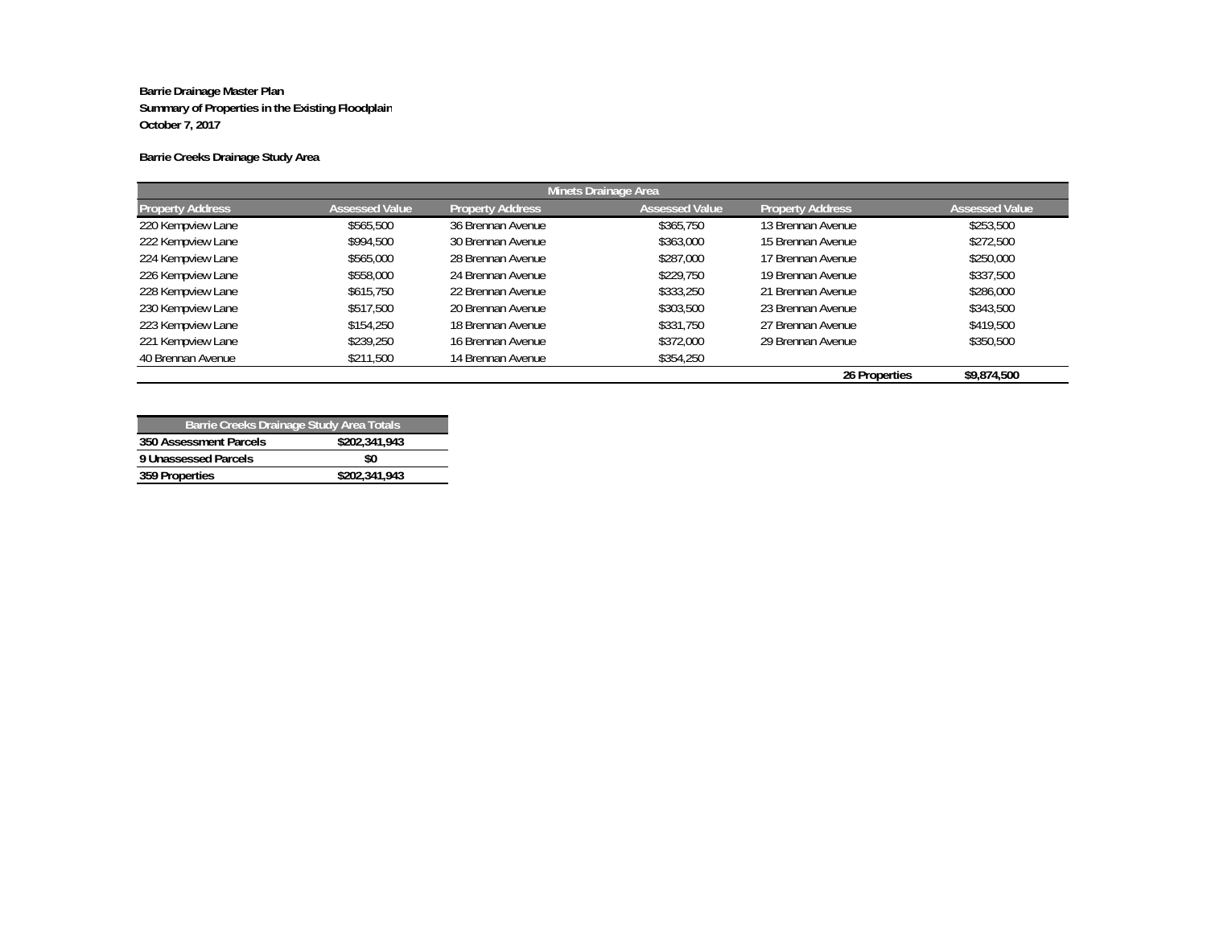**Barrie Drainage Master Plan**
**Summary of Properties in the Existing Floodplain**
**October 7, 2017**

**Barrie Creeks Drainage Study Area**

| Minets Drainage Area | | | | | |
|---|---|---|---|---|---|
| Property Address | Assessed Value | Property Address | Assessed Value | Property Address | Assessed Value |
| 220 Kempview Lane | \$565,500 | 36 Brennan Avenue | \$365,750 | 13 Brennan Avenue | \$253,500 |
| 222 Kempview Lane | \$994,500 | 30 Brennan Avenue | \$363,000 | 15 Brennan Avenue | \$272,500 |
| 224 Kempview Lane | \$565,000 | 28 Brennan Avenue | \$287,000 | 17 Brennan Avenue | \$250,000 |
| 226 Kempview Lane | \$558,000 | 24 Brennan Avenue | \$229,750 | 19 Brennan Avenue | \$337,500 |
| 228 Kempview Lane | \$615,750 | 22 Brennan Avenue | \$333,250 | 21 Brennan Avenue | \$286,000 |
| 230 Kempview Lane | \$517,500 | 20 Brennan Avenue | \$303,500 | 23 Brennan Avenue | \$343,500 |
| 223 Kempview Lane | \$154,250 | 18 Brennan Avenue | \$331,750 | 27 Brennan Avenue | \$419,500 |
| 221 Kempview Lane | \$239,250 | 16 Brennan Avenue | \$372,000 | 29 Brennan Avenue | \$350,500 |
| 40 Brennan Avenue | \$211,500 | 14 Brennan Avenue | \$354,250 | | |
| | | | | **26 Properties** | **\$9,874,500** |

| Barrie Creeks Drainage Study Area Totals | |
|---|---|
| **350 Assessment Parcels** | **\$202,341,943** |
| **9 Unassessed Parcels** | **\$0** |
| **359 Properties** | **\$202,341,943** |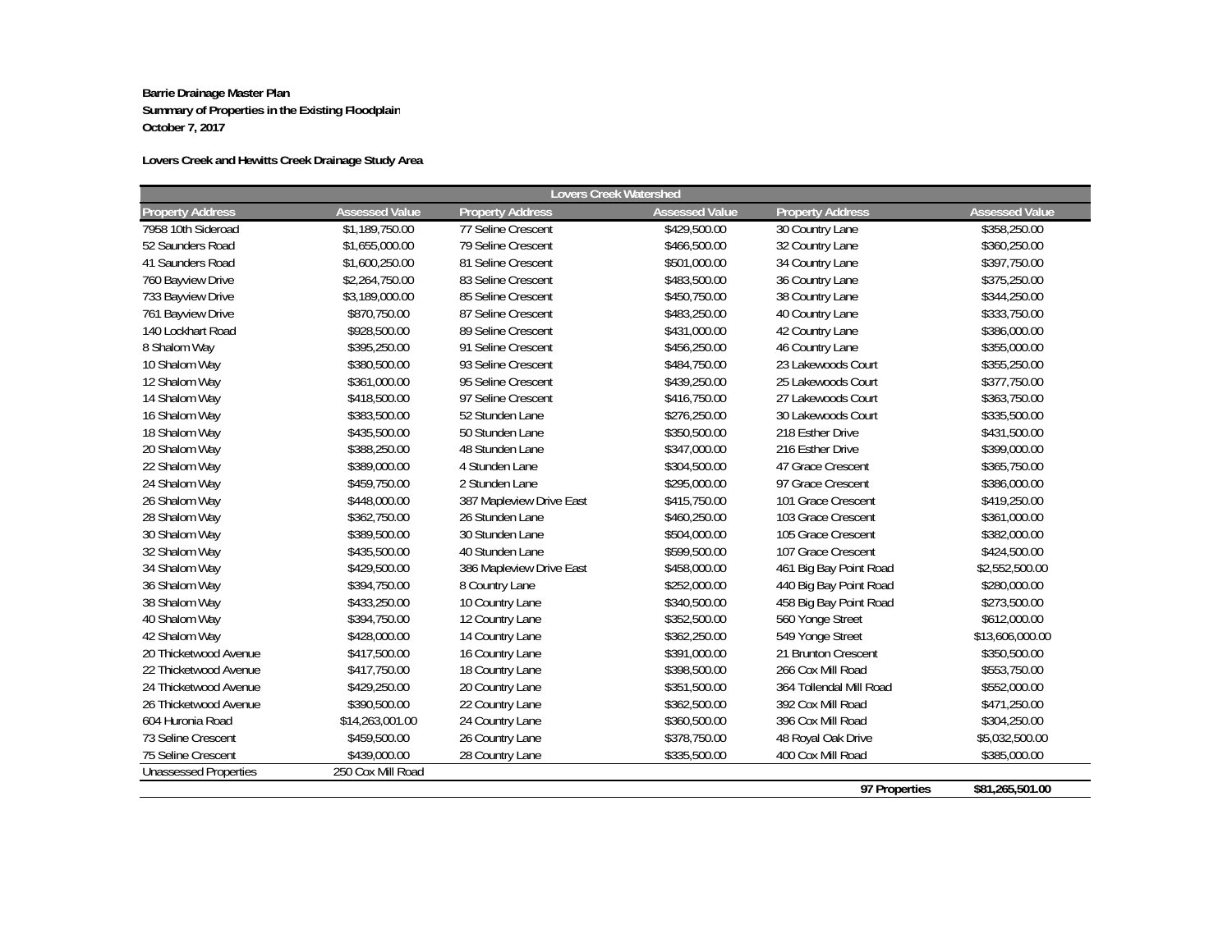**Barrie Drainage Master Plan**
**Summary of Properties in the Existing Floodplain**
**October 7, 2017**

**Lovers Creek and Hewitts Creek Drainage Study Area**

| Lovers Creek Watershed | | | | | |
|---|---|---|---|---|---|
| Property Address | Assessed Value | Property Address | Assessed Value | Property Address | Assessed Value |
| 7958 10th Sideroad | $1,189,750.00 | 77 Seline Crescent | $429,500.00 | 30 Country Lane | $358,250.00 |
| 52 Saunders Road | $1,655,000.00 | 79 Seline Crescent | $466,500.00 | 32 Country Lane | $360,250.00 |
| 41 Saunders Road | $1,600,250.00 | 81 Seline Crescent | $501,000.00 | 34 Country Lane | $397,750.00 |
| 760 Bayview Drive | $2,264,750.00 | 83 Seline Crescent | $483,500.00 | 36 Country Lane | $375,250.00 |
| 733 Bayview Drive | $3,189,000.00 | 85 Seline Crescent | $450,750.00 | 38 Country Lane | $344,250.00 |
| 761 Bayview Drive | $870,750.00 | 87 Seline Crescent | $483,250.00 | 40 Country Lane | $333,750.00 |
| 140 Lockhart Road | $928,500.00 | 89 Seline Crescent | $431,000.00 | 42 Country Lane | $386,000.00 |
| 8 Shalom Way | $395,250.00 | 91 Seline Crescent | $456,250.00 | 46 Country Lane | $355,000.00 |
| 10 Shalom Way | $380,500.00 | 93 Seline Crescent | $484,750.00 | 23 Lakewoods Court | $355,250.00 |
| 12 Shalom Way | $361,000.00 | 95 Seline Crescent | $439,250.00 | 25 Lakewoods Court | $377,750.00 |
| 14 Shalom Way | $418,500.00 | 97 Seline Crescent | $416,750.00 | 27 Lakewoods Court | $363,750.00 |
| 16 Shalom Way | $383,500.00 | 52 Stunden Lane | $276,250.00 | 30 Lakewoods Court | $335,500.00 |
| 18 Shalom Way | $435,500.00 | 50 Stunden Lane | $350,500.00 | 218 Esther Drive | $431,500.00 |
| 20 Shalom Way | $388,250.00 | 48 Stunden Lane | $347,000.00 | 216 Esther Drive | $399,000.00 |
| 22 Shalom Way | $389,000.00 | 4 Stunden Lane | $304,500.00 | 47 Grace Crescent | $365,750.00 |
| 24 Shalom Way | $459,750.00 | 2 Stunden Lane | $295,000.00 | 97 Grace Crescent | $386,000.00 |
| 26 Shalom Way | $448,000.00 | 387 Mapleview Drive East | $415,750.00 | 101 Grace Crescent | $419,250.00 |
| 28 Shalom Way | $362,750.00 | 26 Stunden Lane | $460,250.00 | 103 Grace Crescent | $361,000.00 |
| 30 Shalom Way | $389,500.00 | 30 Stunden Lane | $504,000.00 | 105 Grace Crescent | $382,000.00 |
| 32 Shalom Way | $435,500.00 | 40 Stunden Lane | $599,500.00 | 107 Grace Crescent | $424,500.00 |
| 34 Shalom Way | $429,500.00 | 386 Mapleview Drive East | $458,000.00 | 461 Big Bay Point Road | $2,552,500.00 |
| 36 Shalom Way | $394,750.00 | 8 Country Lane | $252,000.00 | 440 Big Bay Point Road | $280,000.00 |
| 38 Shalom Way | $433,250.00 | 10 Country Lane | $340,500.00 | 458 Big Bay Point Road | $273,500.00 |
| 40 Shalom Way | $394,750.00 | 12 Country Lane | $352,500.00 | 560 Yonge Street | $612,000.00 |
| 42 Shalom Way | $428,000.00 | 14 Country Lane | $362,250.00 | 549 Yonge Street | $13,606,000.00 |
| 20 Thicketwood Avenue | $417,500.00 | 16 Country Lane | $391,000.00 | 21 Brunton Crescent | $350,500.00 |
| 22 Thicketwood Avenue | $417,750.00 | 18 Country Lane | $398,500.00 | 266 Cox Mill Road | $553,750.00 |
| 24 Thicketwood Avenue | $429,250.00 | 20 Country Lane | $351,500.00 | 364 Tollendal Mill Road | $552,000.00 |
| 26 Thicketwood Avenue | $390,500.00 | 22 Country Lane | $362,500.00 | 392 Cox Mill Road | $471,250.00 |
| 604 Huronia Road | $14,263,001.00 | 24 Country Lane | $360,500.00 | 396 Cox Mill Road | $304,250.00 |
| 73 Seline Crescent | $459,500.00 | 26 Country Lane | $378,750.00 | 48 Royal Oak Drive | $5,032,500.00 |
| 75 Seline Crescent | $439,000.00 | 28 Country Lane | $335,500.00 | 400 Cox Mill Road | $385,000.00 |
| Unassessed Properties | 250 Cox Mill Road | | | | |
| | | | | **97 Properties** | **$81,265,501.00** |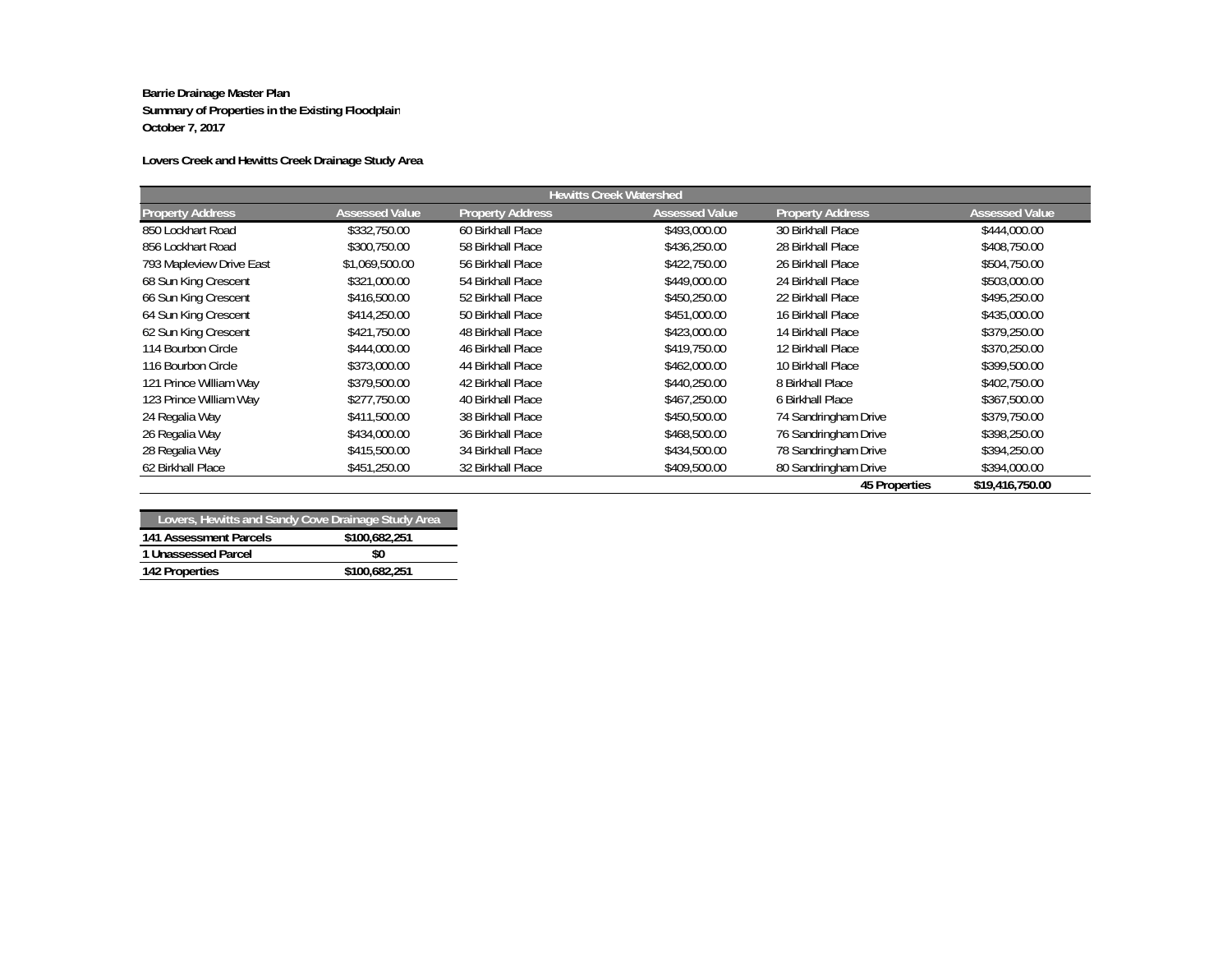**Barrie Drainage Master Plan**
**Summary of Properties in the Existing Floodplain**
**October 7, 2017**

**Lovers Creek and Hewitts Creek Drainage Study Area**

| Hewitts Creek Watershed | | | | | |
|---|---|---|---|---|---|
| Property Address | Assessed Value | Property Address | Assessed Value | Property Address | Assessed Value |
| 850 Lockhart Road | $332,750.00 | 60 Birkhall Place | $493,000.00 | 30 Birkhall Place | $444,000.00 |
| 856 Lockhart Road | $300,750.00 | 58 Birkhall Place | $436,250.00 | 28 Birkhall Place | $408,750.00 |
| 793 Mapleview Drive East | $1,069,500.00 | 56 Birkhall Place | $422,750.00 | 26 Birkhall Place | $504,750.00 |
| 68 Sun King Crescent | $321,000.00 | 54 Birkhall Place | $449,000.00 | 24 Birkhall Place | $503,000.00 |
| 66 Sun King Crescent | $416,500.00 | 52 Birkhall Place | $450,250.00 | 22 Birkhall Place | $495,250.00 |
| 64 Sun King Crescent | $414,250.00 | 50 Birkhall Place | $451,000.00 | 16 Birkhall Place | $435,000.00 |
| 62 Sun King Crescent | $421,750.00 | 48 Birkhall Place | $423,000.00 | 14 Birkhall Place | $379,250.00 |
| 114 Bourbon Circle | $444,000.00 | 46 Birkhall Place | $419,750.00 | 12 Birkhall Place | $370,250.00 |
| 116 Bourbon Circle | $373,000.00 | 44 Birkhall Place | $462,000.00 | 10 Birkhall Place | $399,500.00 |
| 121 Prince William Way | $379,500.00 | 42 Birkhall Place | $440,250.00 | 8 Birkhall Place | $402,750.00 |
| 123 Prince William Way | $277,750.00 | 40 Birkhall Place | $467,250.00 | 6 Birkhall Place | $367,500.00 |
| 24 Regalia Way | $411,500.00 | 38 Birkhall Place | $450,500.00 | 74 Sandringham Drive | $379,750.00 |
| 26 Regalia Way | $434,000.00 | 36 Birkhall Place | $468,500.00 | 76 Sandringham Drive | $398,250.00 |
| 28 Regalia Way | $415,500.00 | 34 Birkhall Place | $434,500.00 | 78 Sandringham Drive | $394,250.00 |
| 62 Birkhall Place | $451,250.00 | 32 Birkhall Place | $409,500.00 | 80 Sandringham Drive | $394,000.00 |
| | | | | **45 Properties** | **$19,416,750.00** |

| Lovers, Hewitts and Sandy Cove Drainage Study Area | |
|---|---|
| **141 Assessment Parcels** | **$100,682,251** |
| **1 Unassessed Parcel** | **$0** |
| **142 Properties** | **$100,682,251** |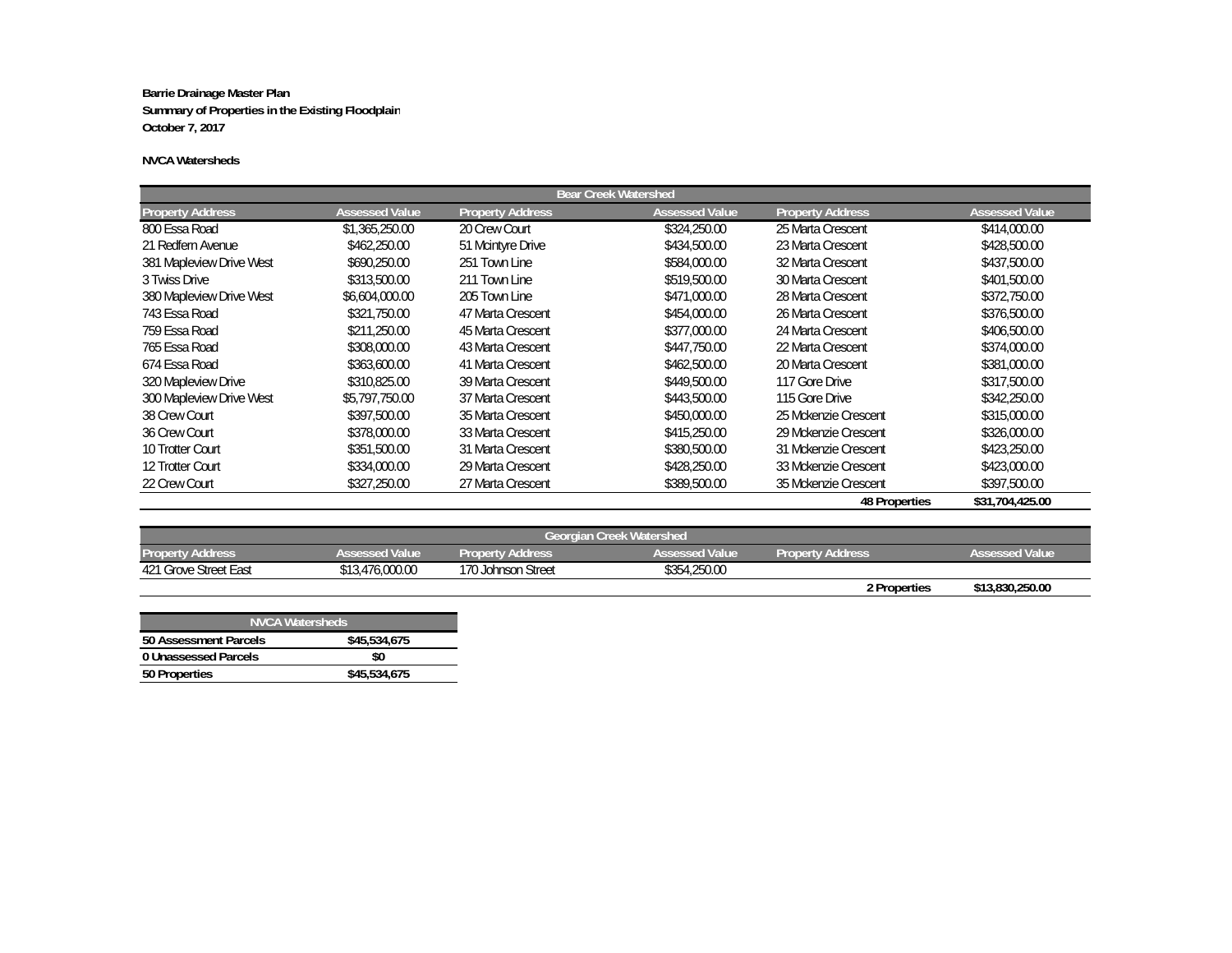**Barrie Drainage Master Plan**
**Summary of Properties in the Existing Floodplain**
**October 7, 2017**

**NVCA Watersheds**

| Bear Creek Watershed | | | | | |
|---|---|---|---|---|---|
| **Property Address** | **Assessed Value** | **Property Address** | **Assessed Value** | **Property Address** | **Assessed Value** |
| 800 Essa Road | $1,365,250.00 | 20 Crew Court | $324,250.00 | 25 Marta Crescent | $414,000.00 |
| 21 Redfern Avenue | $462,250.00 | 51 Mcintyre Drive | $434,500.00 | 23 Marta Crescent | $428,500.00 |
| 381 Mapleview Drive West | $690,250.00 | 251 Town Line | $584,000.00 | 32 Marta Crescent | $437,500.00 |
| 3 Twiss Drive | $313,500.00 | 211 Town Line | $519,500.00 | 30 Marta Crescent | $401,500.00 |
| 380 Mapleview Drive West | $6,604,000.00 | 205 Town Line | $471,000.00 | 28 Marta Crescent | $372,750.00 |
| 743 Essa Road | $321,750.00 | 47 Marta Crescent | $454,000.00 | 26 Marta Crescent | $376,500.00 |
| 759 Essa Road | $211,250.00 | 45 Marta Crescent | $377,000.00 | 24 Marta Crescent | $406,500.00 |
| 765 Essa Road | $308,000.00 | 43 Marta Crescent | $447,750.00 | 22 Marta Crescent | $374,000.00 |
| 674 Essa Road | $363,600.00 | 41 Marta Crescent | $462,500.00 | 20 Marta Crescent | $381,000.00 |
| 320 Mapleview Drive | $310,825.00 | 39 Marta Crescent | $449,500.00 | 117 Gore Drive | $317,500.00 |
| 300 Mapleview Drive West | $5,797,750.00 | 37 Marta Crescent | $443,500.00 | 115 Gore Drive | $342,250.00 |
| 38 Crew Court | $397,500.00 | 35 Marta Crescent | $450,000.00 | 25 Mckenzie Crescent | $315,000.00 |
| 36 Crew Court | $378,000.00 | 33 Marta Crescent | $415,250.00 | 29 Mckenzie Crescent | $326,000.00 |
| 10 Trotter Court | $351,500.00 | 31 Marta Crescent | $380,500.00 | 31 Mckenzie Crescent | $423,250.00 |
| 12 Trotter Court | $334,000.00 | 29 Marta Crescent | $428,250.00 | 33 Mckenzie Crescent | $423,000.00 |
| 22 Crew Court | $327,250.00 | 27 Marta Crescent | $389,500.00 | 35 Mckenzie Crescent | $397,500.00 |
| | | | | **48 Properties** | **$31,704,425.00** |

| Georgian Creek Watershed | | | | | |
|---|---|---|---|---|---|
| **Property Address** | **Assessed Value** | **Property Address** | **Assessed Value** | **Property Address** | **Assessed Value** |
| 421 Grove Street East | $13,476,000.00 | 170 Johnson Street | $354,250.00 | | |
| | | | | **2 Properties** | **$13,830,250.00** |

| NVCA Watersheds | |
|---|---|
| **50 Assessment Parcels** | **$45,534,675** |
| **0 Unassessed Parcels** | **$0** |
| **50 Properties** | **$45,534,675** |